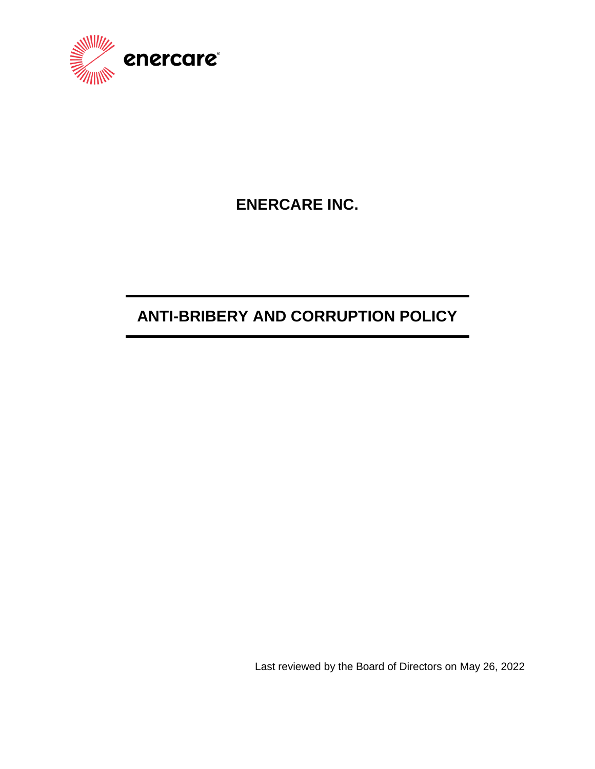enercare

# ENERCARE INC.

# ANTI-BRIBERY AND CORRUPTION POLICY

Last reviewed by the Board of Directors on May 26, 2022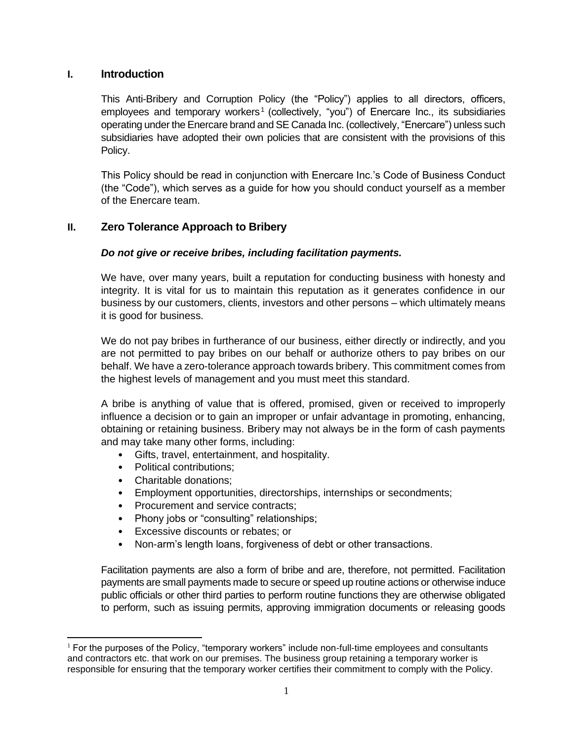## I. Introduction

This Anti-Bribery and Corruption Policy (the "Policy") applies to all directors, officers, employees and temporary workers[1] (collectively, "you") of Enercare Inc., its subsidiaries operating under the Enercare brand and SE Canada Inc. (collectively, "Enercare") unless such subsidiaries have adopted their own policies that are consistent with the provisions of this Policy.

This Policy should be read in conjunction with Enercare Inc.'s Code of Business Conduct (the "Code"), which serves as a guide for how you should conduct yourself as a member of the Enercare team.

## II. Zero Tolerance Approach to Bribery

***Do not give or receive bribes, including facilitation payments.***

We have, over many years, built a reputation for conducting business with honesty and integrity. It is vital for us to maintain this reputation as it generates confidence in our business by our customers, clients, investors and other persons – which ultimately means it is good for business.

We do not pay bribes in furtherance of our business, either directly or indirectly, and you are not permitted to pay bribes on our behalf or authorize others to pay bribes on our behalf. We have a zero-tolerance approach towards bribery. This commitment comes from the highest levels of management and you must meet this standard.

A bribe is anything of value that is offered, promised, given or received to improperly influence a decision or to gain an improper or unfair advantage in promoting, enhancing, obtaining or retaining business. Bribery may not always be in the form of cash payments and may take many other forms, including:

- Gifts, travel, entertainment, and hospitality.
- Political contributions;
- Charitable donations;
- Employment opportunities, directorships, internships or secondments;
- Procurement and service contracts;
- Phony jobs or "consulting" relationships;
- Excessive discounts or rebates; or
- Non-arm's length loans, forgiveness of debt or other transactions.

Facilitation payments are also a form of bribe and are, therefore, not permitted. Facilitation payments are small payments made to secure or speed up routine actions or otherwise induce public officials or other third parties to perform routine functions they are otherwise obligated to perform, such as issuing permits, approving immigration documents or releasing goods

[1] For the purposes of the Policy, "temporary workers" include non-full-time employees and consultants and contractors etc. that work on our premises. The business group retaining a temporary worker is responsible for ensuring that the temporary worker certifies their commitment to comply with the Policy.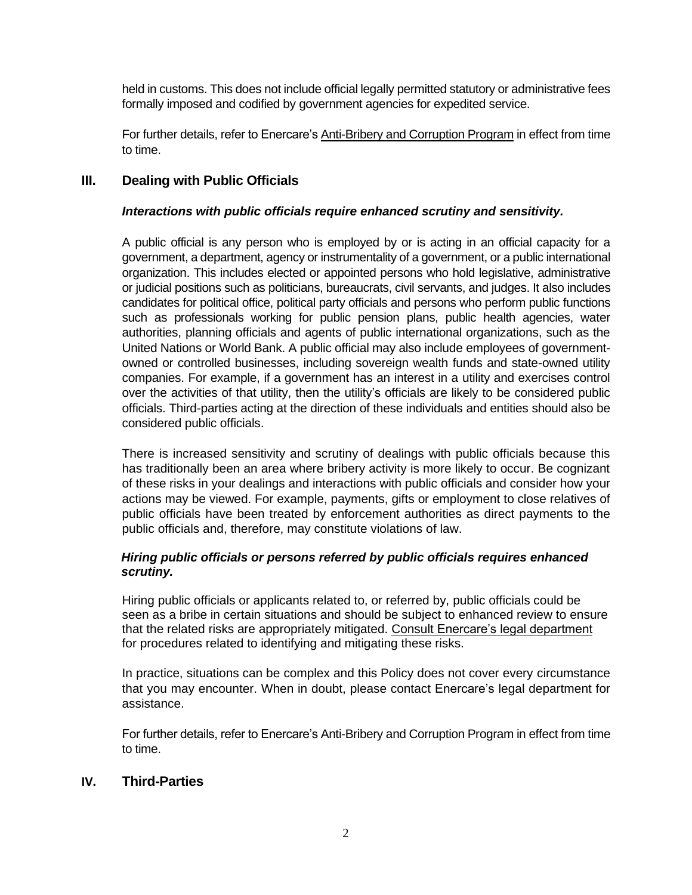held in customs. This does not include official legally permitted statutory or administrative fees formally imposed and codified by government agencies for expedited service.

For further details, refer to Enercare's Anti-Bribery and Corruption Program in effect from time to time.

## III. Dealing with Public Officials

***Interactions with public officials require enhanced scrutiny and sensitivity.***

A public official is any person who is employed by or is acting in an official capacity for a government, a department, agency or instrumentality of a government, or a public international organization. This includes elected or appointed persons who hold legislative, administrative or judicial positions such as politicians, bureaucrats, civil servants, and judges. It also includes candidates for political office, political party officials and persons who perform public functions such as professionals working for public pension plans, public health agencies, water authorities, planning officials and agents of public international organizations, such as the United Nations or World Bank. A public official may also include employees of government-owned or controlled businesses, including sovereign wealth funds and state-owned utility companies. For example, if a government has an interest in a utility and exercises control over the activities of that utility, then the utility's officials are likely to be considered public officials. Third-parties acting at the direction of these individuals and entities should also be considered public officials.

There is increased sensitivity and scrutiny of dealings with public officials because this has traditionally been an area where bribery activity is more likely to occur. Be cognizant of these risks in your dealings and interactions with public officials and consider how your actions may be viewed. For example, payments, gifts or employment to close relatives of public officials have been treated by enforcement authorities as direct payments to the public officials and, therefore, may constitute violations of law.

***Hiring public officials or persons referred by public officials requires enhanced scrutiny.***

Hiring public officials or applicants related to, or referred by, public officials could be seen as a bribe in certain situations and should be subject to enhanced review to ensure that the related risks are appropriately mitigated. Consult Enercare's legal department for procedures related to identifying and mitigating these risks.

In practice, situations can be complex and this Policy does not cover every circumstance that you may encounter. When in doubt, please contact Enercare's legal department for assistance.

For further details, refer to Enercare's Anti-Bribery and Corruption Program in effect from time to time.

## IV. Third-Parties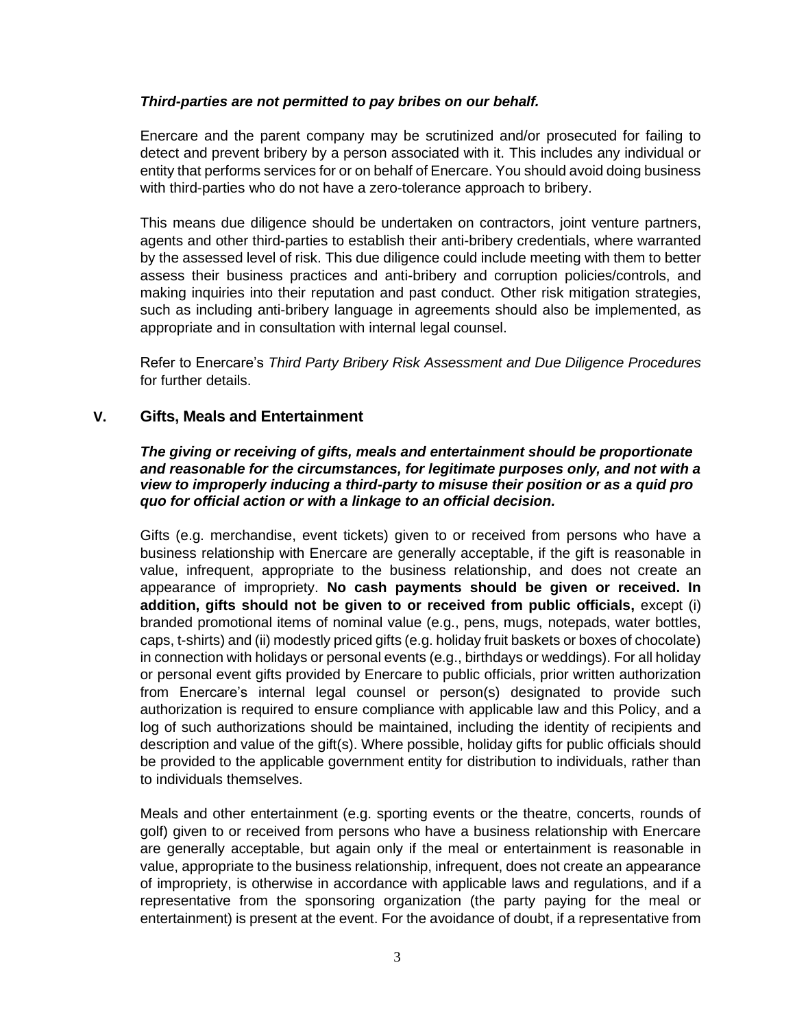***Third-parties are not permitted to pay bribes on our behalf.***

Enercare and the parent company may be scrutinized and/or prosecuted for failing to detect and prevent bribery by a person associated with it. This includes any individual or entity that performs services for or on behalf of Enercare. You should avoid doing business with third-parties who do not have a zero-tolerance approach to bribery.

This means due diligence should be undertaken on contractors, joint venture partners, agents and other third-parties to establish their anti-bribery credentials, where warranted by the assessed level of risk. This due diligence could include meeting with them to better assess their business practices and anti-bribery and corruption policies/controls, and making inquiries into their reputation and past conduct. Other risk mitigation strategies, such as including anti-bribery language in agreements should also be implemented, as appropriate and in consultation with internal legal counsel.

Refer to Enercare's *Third Party Bribery Risk Assessment and Due Diligence Procedures* for further details.

## V. Gifts, Meals and Entertainment

***The giving or receiving of gifts, meals and entertainment should be proportionate and reasonable for the circumstances, for legitimate purposes only, and not with a view to improperly inducing a third-party to misuse their position or as a quid pro quo for official action or with a linkage to an official decision.***

Gifts (e.g. merchandise, event tickets) given to or received from persons who have a business relationship with Enercare are generally acceptable, if the gift is reasonable in value, infrequent, appropriate to the business relationship, and does not create an appearance of impropriety. **No cash payments should be given or received. In addition, gifts should not be given to or received from public officials,** except (i) branded promotional items of nominal value (e.g., pens, mugs, notepads, water bottles, caps, t-shirts) and (ii) modestly priced gifts (e.g. holiday fruit baskets or boxes of chocolate) in connection with holidays or personal events (e.g., birthdays or weddings). For all holiday or personal event gifts provided by Enercare to public officials, prior written authorization from Enercare's internal legal counsel or person(s) designated to provide such authorization is required to ensure compliance with applicable law and this Policy, and a log of such authorizations should be maintained, including the identity of recipients and description and value of the gift(s). Where possible, holiday gifts for public officials should be provided to the applicable government entity for distribution to individuals, rather than to individuals themselves.

Meals and other entertainment (e.g. sporting events or the theatre, concerts, rounds of golf) given to or received from persons who have a business relationship with Enercare are generally acceptable, but again only if the meal or entertainment is reasonable in value, appropriate to the business relationship, infrequent, does not create an appearance of impropriety, is otherwise in accordance with applicable laws and regulations, and if a representative from the sponsoring organization (the party paying for the meal or entertainment) is present at the event. For the avoidance of doubt, if a representative from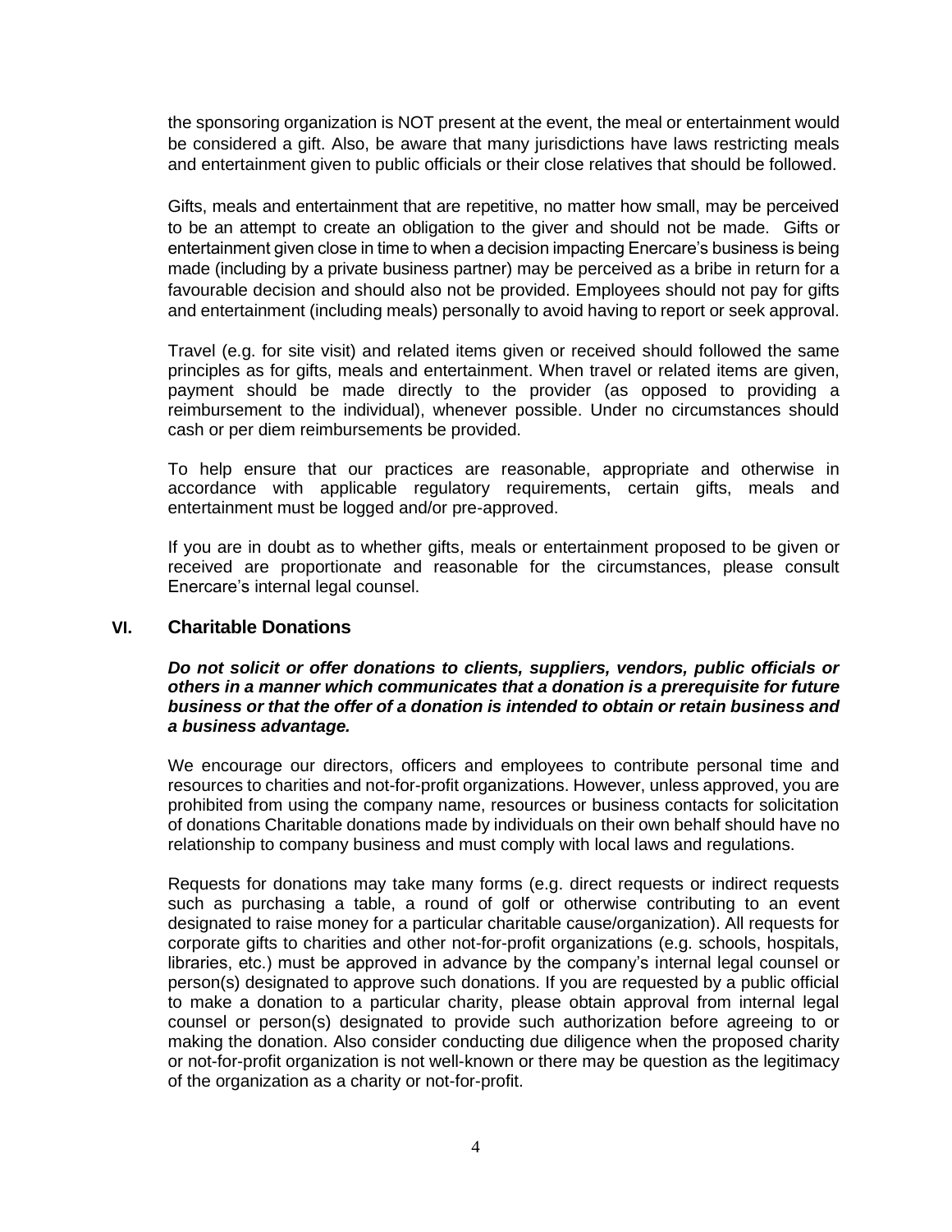the sponsoring organization is NOT present at the event, the meal or entertainment would be considered a gift. Also, be aware that many jurisdictions have laws restricting meals and entertainment given to public officials or their close relatives that should be followed.

Gifts, meals and entertainment that are repetitive, no matter how small, may be perceived to be an attempt to create an obligation to the giver and should not be made. Gifts or entertainment given close in time to when a decision impacting Enercare's business is being made (including by a private business partner) may be perceived as a bribe in return for a favourable decision and should also not be provided. Employees should not pay for gifts and entertainment (including meals) personally to avoid having to report or seek approval.

Travel (e.g. for site visit) and related items given or received should followed the same principles as for gifts, meals and entertainment. When travel or related items are given, payment should be made directly to the provider (as opposed to providing a reimbursement to the individual), whenever possible. Under no circumstances should cash or per diem reimbursements be provided.

To help ensure that our practices are reasonable, appropriate and otherwise in accordance with applicable regulatory requirements, certain gifts, meals and entertainment must be logged and/or pre-approved.

If you are in doubt as to whether gifts, meals or entertainment proposed to be given or received are proportionate and reasonable for the circumstances, please consult Enercare's internal legal counsel.

## VI. Charitable Donations

***Do not solicit or offer donations to clients, suppliers, vendors, public officials or others in a manner which communicates that a donation is a prerequisite for future business or that the offer of a donation is intended to obtain or retain business and a business advantage.***

We encourage our directors, officers and employees to contribute personal time and resources to charities and not-for-profit organizations. However, unless approved, you are prohibited from using the company name, resources or business contacts for solicitation of donations Charitable donations made by individuals on their own behalf should have no relationship to company business and must comply with local laws and regulations.

Requests for donations may take many forms (e.g. direct requests or indirect requests such as purchasing a table, a round of golf or otherwise contributing to an event designated to raise money for a particular charitable cause/organization). All requests for corporate gifts to charities and other not-for-profit organizations (e.g. schools, hospitals, libraries, etc.) must be approved in advance by the company's internal legal counsel or person(s) designated to approve such donations. If you are requested by a public official to make a donation to a particular charity, please obtain approval from internal legal counsel or person(s) designated to provide such authorization before agreeing to or making the donation. Also consider conducting due diligence when the proposed charity or not-for-profit organization is not well-known or there may be question as the legitimacy of the organization as a charity or not-for-profit.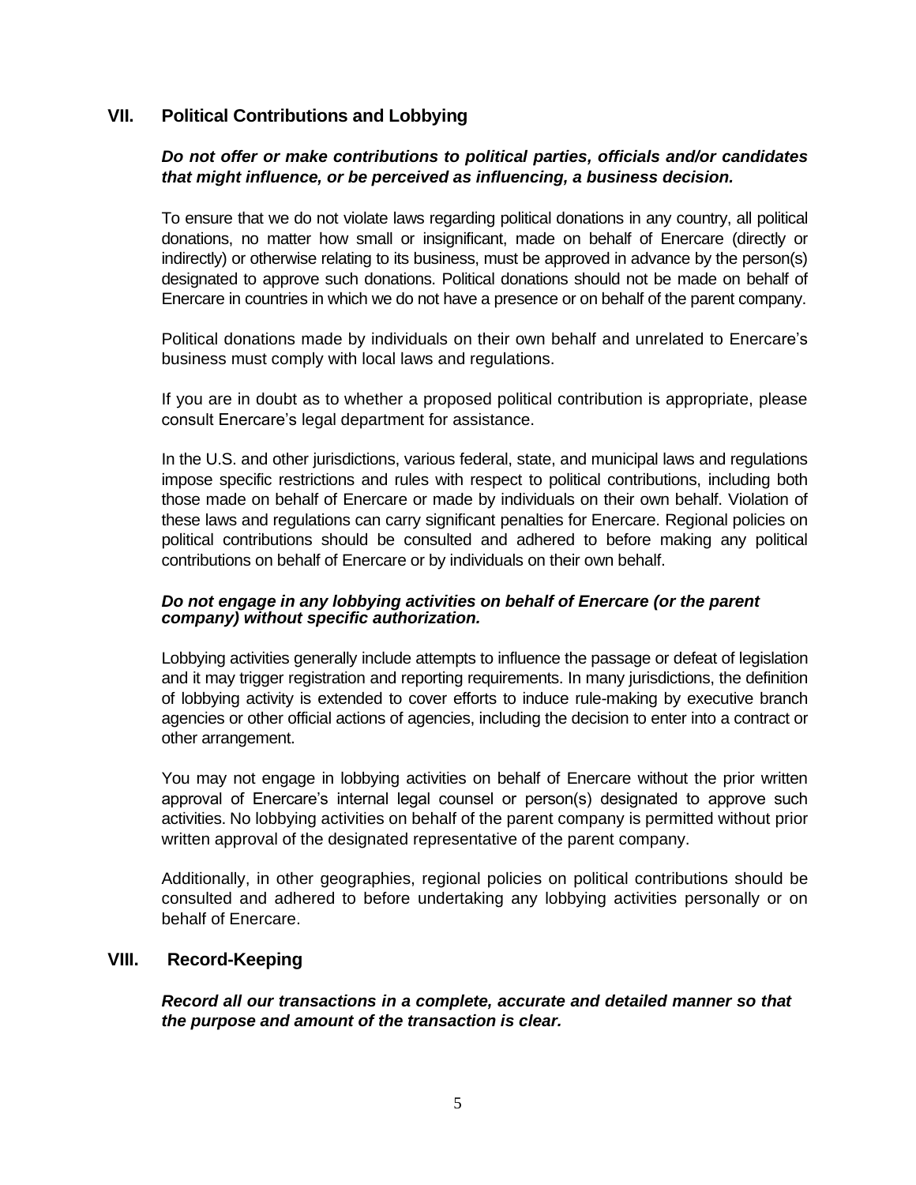## VII. Political Contributions and Lobbying

***Do not offer or make contributions to political parties, officials and/or candidates that might influence, or be perceived as influencing, a business decision.***

To ensure that we do not violate laws regarding political donations in any country, all political donations, no matter how small or insignificant, made on behalf of Enercare (directly or indirectly) or otherwise relating to its business, must be approved in advance by the person(s) designated to approve such donations. Political donations should not be made on behalf of Enercare in countries in which we do not have a presence or on behalf of the parent company.

Political donations made by individuals on their own behalf and unrelated to Enercare's business must comply with local laws and regulations.

If you are in doubt as to whether a proposed political contribution is appropriate, please consult Enercare's legal department for assistance.

In the U.S. and other jurisdictions, various federal, state, and municipal laws and regulations impose specific restrictions and rules with respect to political contributions, including both those made on behalf of Enercare or made by individuals on their own behalf. Violation of these laws and regulations can carry significant penalties for Enercare. Regional policies on political contributions should be consulted and adhered to before making any political contributions on behalf of Enercare or by individuals on their own behalf.

***Do not engage in any lobbying activities on behalf of Enercare (or the parent company) without specific authorization.***

Lobbying activities generally include attempts to influence the passage or defeat of legislation and it may trigger registration and reporting requirements. In many jurisdictions, the definition of lobbying activity is extended to cover efforts to induce rule-making by executive branch agencies or other official actions of agencies, including the decision to enter into a contract or other arrangement.

You may not engage in lobbying activities on behalf of Enercare without the prior written approval of Enercare's internal legal counsel or person(s) designated to approve such activities. No lobbying activities on behalf of the parent company is permitted without prior written approval of the designated representative of the parent company.

Additionally, in other geographies, regional policies on political contributions should be consulted and adhered to before undertaking any lobbying activities personally or on behalf of Enercare.

## VIII. Record-Keeping

***Record all our transactions in a complete, accurate and detailed manner so that the purpose and amount of the transaction is clear.***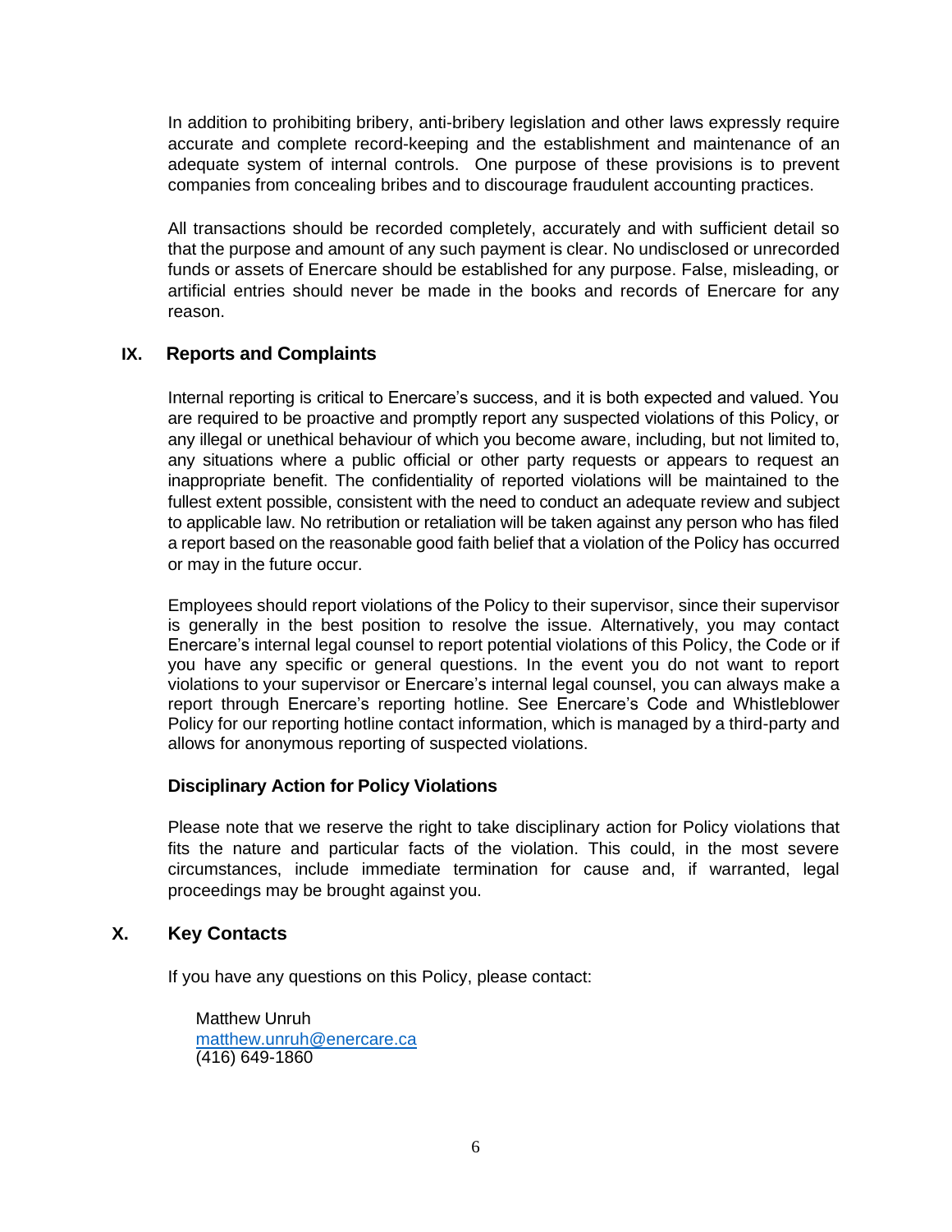In addition to prohibiting bribery, anti-bribery legislation and other laws expressly require accurate and complete record-keeping and the establishment and maintenance of an adequate system of internal controls. One purpose of these provisions is to prevent companies from concealing bribes and to discourage fraudulent accounting practices.

All transactions should be recorded completely, accurately and with sufficient detail so that the purpose and amount of any such payment is clear. No undisclosed or unrecorded funds or assets of Enercare should be established for any purpose. False, misleading, or artificial entries should never be made in the books and records of Enercare for any reason.

## IX. Reports and Complaints

Internal reporting is critical to Enercare's success, and it is both expected and valued. You are required to be proactive and promptly report any suspected violations of this Policy, or any illegal or unethical behaviour of which you become aware, including, but not limited to, any situations where a public official or other party requests or appears to request an inappropriate benefit. The confidentiality of reported violations will be maintained to the fullest extent possible, consistent with the need to conduct an adequate review and subject to applicable law. No retribution or retaliation will be taken against any person who has filed a report based on the reasonable good faith belief that a violation of the Policy has occurred or may in the future occur.

Employees should report violations of the Policy to their supervisor, since their supervisor is generally in the best position to resolve the issue. Alternatively, you may contact Enercare's internal legal counsel to report potential violations of this Policy, the Code or if you have any specific or general questions. In the event you do not want to report violations to your supervisor or Enercare's internal legal counsel, you can always make a report through Enercare's reporting hotline. See Enercare's Code and Whistleblower Policy for our reporting hotline contact information, which is managed by a third-party and allows for anonymous reporting of suspected violations.

### Disciplinary Action for Policy Violations

Please note that we reserve the right to take disciplinary action for Policy violations that fits the nature and particular facts of the violation. This could, in the most severe circumstances, include immediate termination for cause and, if warranted, legal proceedings may be brought against you.

## X. Key Contacts

If you have any questions on this Policy, please contact:

Matthew Unruh
matthew.unruh@enercare.ca
(416) 649-1860